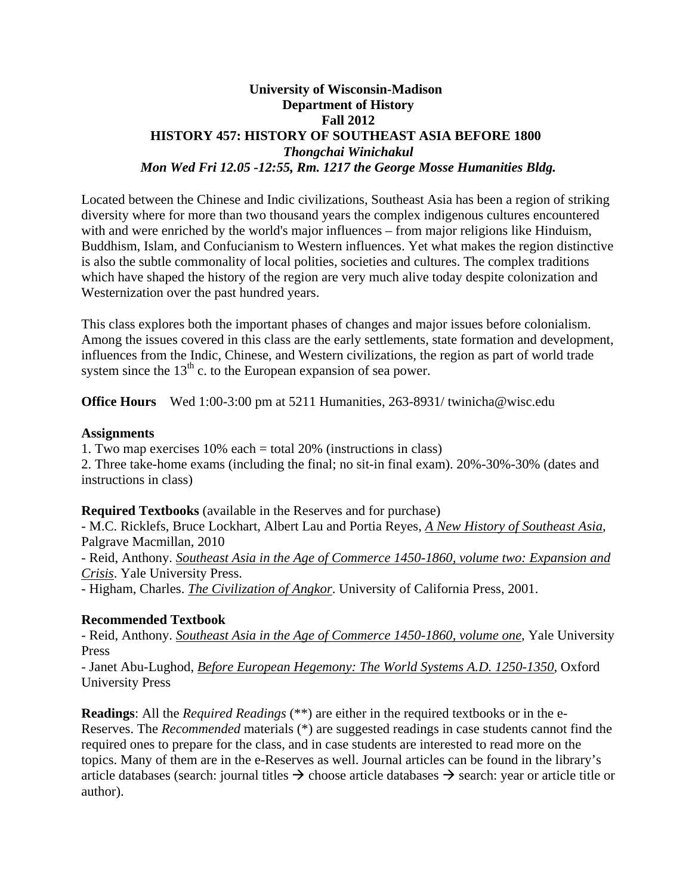**University of Wisconsin-Madison**
**Department of History**
**Fall 2012**

# HISTORY 457: HISTORY OF SOUTHEAST ASIA BEFORE 1800

***Thongchai Winichakul***
***Mon Wed Fri 12.05 -12:55, Rm. 1217 the George Mosse Humanities Bldg.***

Located between the Chinese and Indic civilizations, Southeast Asia has been a region of striking diversity where for more than two thousand years the complex indigenous cultures encountered with and were enriched by the world's major influences – from major religions like Hinduism, Buddhism, Islam, and Confucianism to Western influences. Yet what makes the region distinctive is also the subtle commonality of local polities, societies and cultures. The complex traditions which have shaped the history of the region are very much alive today despite colonization and Westernization over the past hundred years.

This class explores both the important phases of changes and major issues before colonialism. Among the issues covered in this class are the early settlements, state formation and development, influences from the Indic, Chinese, and Western civilizations, the region as part of world trade system since the 13th c. to the European expansion of sea power.

**Office Hours** Wed 1:00-3:00 pm at 5211 Humanities, 263-8931/ twinicha@wisc.edu

**Assignments**

1. Two map exercises 10% each = total 20% (instructions in class)
2. Three take-home exams (including the final; no sit-in final exam). 20%-30%-30% (dates and instructions in class)

**Required Textbooks** (available in the Reserves and for purchase)

- M.C. Ricklefs, Bruce Lockhart, Albert Lau and Portia Reyes, *A New History of Southeast Asia*, Palgrave Macmillan, 2010
- Reid, Anthony. *Southeast Asia in the Age of Commerce 1450-1860, volume two: Expansion and Crisis*. Yale University Press.
- Higham, Charles. *The Civilization of Angkor*. University of California Press, 2001.

**Recommended Textbook**

- Reid, Anthony. *Southeast Asia in the Age of Commerce 1450-1860, volume one*, Yale University Press
- Janet Abu-Lughod, *Before European Hegemony: The World Systems A.D. 1250-1350*, Oxford University Press

**Readings**: All the *Required Readings* (**) are either in the required textbooks or in the e-Reserves. The *Recommended* materials (*) are suggested readings in case students cannot find the required ones to prepare for the class, and in case students are interested to read more on the topics. Many of them are in the e-Reserves as well. Journal articles can be found in the library's article databases (search: journal titles → choose article databases → search: year or article title or author).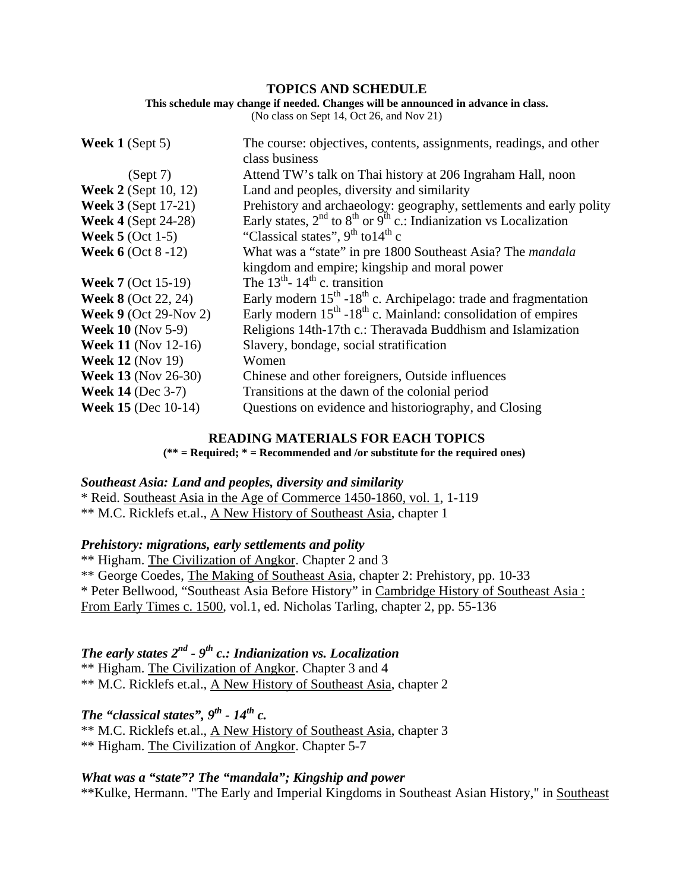## TOPICS AND SCHEDULE

**This schedule may change if needed. Changes will be announced in advance in class.**
(No class on Sept 14, Oct 26, and Nov 21)

| | |
|---|---|
| **Week 1** (Sept 5) | The course: objectives, contents, assignments, readings, and other class business |
| (Sept 7) | Attend TW's talk on Thai history at 206 Ingraham Hall, noon |
| **Week 2** (Sept 10, 12) | Land and peoples, diversity and similarity |
| **Week 3** (Sept 17-21) | Prehistory and archaeology: geography, settlements and early polity |
| **Week 4** (Sept 24-28) | Early states, 2nd to 8th or 9th c.: Indianization vs Localization |
| **Week 5** (Oct 1-5) | "Classical states", 9th to14th c |
| **Week 6** (Oct 8 -12) | What was a "state" in pre 1800 Southeast Asia? The *mandala* kingdom and empire; kingship and moral power |
| **Week 7** (Oct 15-19) | The 13th- 14th c. transition |
| **Week 8** (Oct 22, 24) | Early modern 15th -18th c. Archipelago: trade and fragmentation |
| **Week 9** (Oct 29-Nov 2) | Early modern 15th -18th c. Mainland: consolidation of empires |
| **Week 10** (Nov 5-9) | Religions 14th-17th c.: Theravada Buddhism and Islamization |
| **Week 11** (Nov 12-16) | Slavery, bondage, social stratification |
| **Week 12** (Nov 19) | Women |
| **Week 13** (Nov 26-30) | Chinese and other foreigners, Outside influences |
| **Week 14** (Dec 3-7) | Transitions at the dawn of the colonial period |
| **Week 15** (Dec 10-14) | Questions on evidence and historiography, and Closing |

## READING MATERIALS FOR EACH TOPICS

**(** = Required; * = Recommended and /or substitute for the required ones)**

### *Southeast Asia: Land and peoples, diversity and similarity*

* Reid. Southeast Asia in the Age of Commerce 1450-1860, vol. 1, 1-119
** M.C. Ricklefs et.al., A New History of Southeast Asia, chapter 1

### *Prehistory: migrations, early settlements and polity*

** Higham. The Civilization of Angkor. Chapter 2 and 3
** George Coedes, The Making of Southeast Asia, chapter 2: Prehistory, pp. 10-33
* Peter Bellwood, "Southeast Asia Before History" in Cambridge History of Southeast Asia : From Early Times c. 1500, vol.1, ed. Nicholas Tarling, chapter 2, pp. 55-136

### *The early states 2nd - 9th c.: Indianization vs. Localization*

** Higham. The Civilization of Angkor. Chapter 3 and 4
** M.C. Ricklefs et.al., A New History of Southeast Asia, chapter 2

### *The "classical states", 9th - 14th c.*

** M.C. Ricklefs et.al., A New History of Southeast Asia, chapter 3
** Higham. The Civilization of Angkor. Chapter 5-7

### *What was a "state"? The "mandala"; Kingship and power*

**Kulke, Hermann. "The Early and Imperial Kingdoms in Southeast Asian History," in Southeast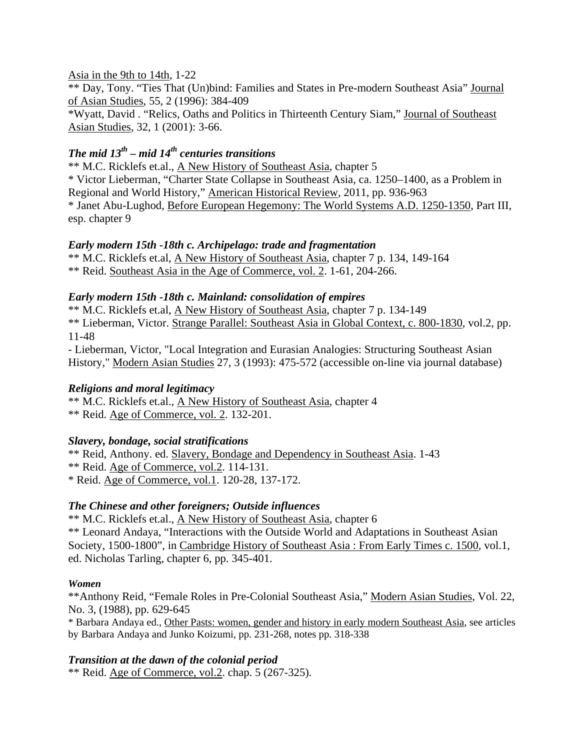Asia in the 9th to 14th, 1-22
** Day, Tony. "Ties That (Un)bind: Families and States in Pre-modern Southeast Asia" Journal of Asian Studies, 55, 2 (1996): 384-409
*Wyatt, David . "Relics, Oaths and Politics in Thirteenth Century Siam," Journal of Southeast Asian Studies, 32, 1 (2001): 3-66.

### *The mid 13th – mid 14th centuries transitions*

** M.C. Ricklefs et.al., A New History of Southeast Asia, chapter 5
* Victor Lieberman, "Charter State Collapse in Southeast Asia, ca. 1250–1400, as a Problem in Regional and World History," American Historical Review, 2011, pp. 936-963
* Janet Abu-Lughod, Before European Hegemony: The World Systems A.D. 1250-1350, Part III, esp. chapter 9

### *Early modern 15th -18th c. Archipelago: trade and fragmentation*

** M.C. Ricklefs et.al, A New History of Southeast Asia, chapter 7 p. 134, 149-164
** Reid. Southeast Asia in the Age of Commerce, vol. 2. 1-61, 204-266.

### *Early modern 15th -18th c. Mainland: consolidation of empires*

** M.C. Ricklefs et.al, A New History of Southeast Asia, chapter 7 p. 134-149
** Lieberman, Victor. Strange Parallel: Southeast Asia in Global Context, c. 800-1830, vol.2, pp. 11-48
- Lieberman, Victor, "Local Integration and Eurasian Analogies: Structuring Southeast Asian History," Modern Asian Studies 27, 3 (1993): 475-572 (accessible on-line via journal database)

### *Religions and moral legitimacy*

** M.C. Ricklefs et.al., A New History of Southeast Asia, chapter 4
** Reid. Age of Commerce, vol. 2. 132-201.

### *Slavery, bondage, social stratifications*

** Reid, Anthony. ed. Slavery, Bondage and Dependency in Southeast Asia. 1-43
** Reid. Age of Commerce, vol.2. 114-131.
* Reid. Age of Commerce, vol.1. 120-28, 137-172.

### *The Chinese and other foreigners; Outside influences*

** M.C. Ricklefs et.al., A New History of Southeast Asia, chapter 6
** Leonard Andaya, "Interactions with the Outside World and Adaptations in Southeast Asian Society, 1500-1800", in Cambridge History of Southeast Asia : From Early Times c. 1500, vol.1, ed. Nicholas Tarling, chapter 6, pp. 345-401.

#### *Women*

**Anthony Reid, "Female Roles in Pre-Colonial Southeast Asia," Modern Asian Studies, Vol. 22, No. 3, (1988), pp. 629-645
* Barbara Andaya ed., Other Pasts: women, gender and history in early modern Southeast Asia, see articles by Barbara Andaya and Junko Koizumi, pp. 231-268, notes pp. 318-338

### *Transition at the dawn of the colonial period*

** Reid. Age of Commerce, vol.2. chap. 5 (267-325).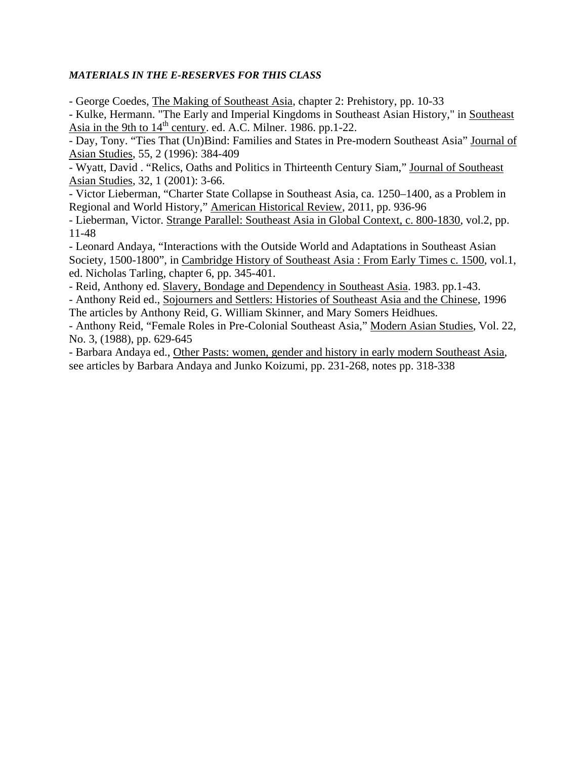***MATERIALS IN THE E-RESERVES FOR THIS CLASS***

- George Coedes, The Making of Southeast Asia, chapter 2: Prehistory, pp. 10-33
- Kulke, Hermann. "The Early and Imperial Kingdoms in Southeast Asian History," in Southeast Asia in the 9th to 14th century. ed. A.C. Milner. 1986. pp.1-22.
- Day, Tony. "Ties That (Un)Bind: Families and States in Pre-modern Southeast Asia" Journal of Asian Studies, 55, 2 (1996): 384-409
- Wyatt, David . "Relics, Oaths and Politics in Thirteenth Century Siam," Journal of Southeast Asian Studies, 32, 1 (2001): 3-66.
- Victor Lieberman, "Charter State Collapse in Southeast Asia, ca. 1250–1400, as a Problem in Regional and World History," American Historical Review, 2011, pp. 936-96
- Lieberman, Victor. Strange Parallel: Southeast Asia in Global Context, c. 800-1830, vol.2, pp. 11-48
- Leonard Andaya, "Interactions with the Outside World and Adaptations in Southeast Asian Society, 1500-1800", in Cambridge History of Southeast Asia : From Early Times c. 1500, vol.1, ed. Nicholas Tarling, chapter 6, pp. 345-401.
- Reid, Anthony ed. Slavery, Bondage and Dependency in Southeast Asia. 1983. pp.1-43.
- Anthony Reid ed., Sojourners and Settlers: Histories of Southeast Asia and the Chinese, 1996 The articles by Anthony Reid, G. William Skinner, and Mary Somers Heidhues.
- Anthony Reid, "Female Roles in Pre-Colonial Southeast Asia," Modern Asian Studies, Vol. 22, No. 3, (1988), pp. 629-645
- Barbara Andaya ed., Other Pasts: women, gender and history in early modern Southeast Asia, see articles by Barbara Andaya and Junko Koizumi, pp. 231-268, notes pp. 318-338